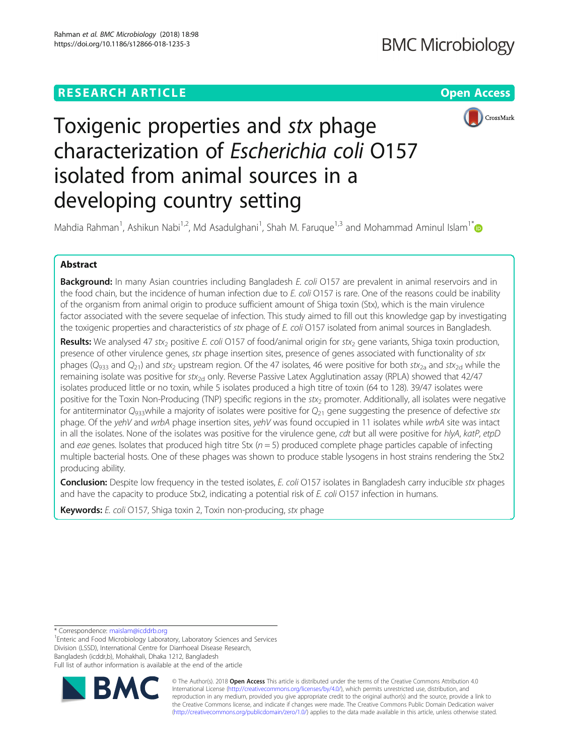RESEARCH ARTICLE

Open Access

# Toxigenic properties and *stx* phage characterization of *Escherichia coli* O157 isolated from animal sources in a developing country setting

Mahdia Rahman[1], Ashikun Nabi[1,2], Md Asadulghani[1], Shah M. Faruque[1,3] and Mohammad Aminul Islam[1*]

## Abstract

**Background:** In many Asian countries including Bangladesh *E. coli* O157 are prevalent in animal reservoirs and in the food chain, but the incidence of human infection due to *E. coli* O157 is rare. One of the reasons could be inability of the organism from animal origin to produce sufficient amount of Shiga toxin (Stx), which is the main virulence factor associated with the severe sequelae of infection. This study aimed to fill out this knowledge gap by investigating the toxigenic properties and characteristics of *stx* phage of *E. coli* O157 isolated from animal sources in Bangladesh.

**Results:** We analysed 47 $stx_2$ positive *E. coli* O157 of food/animal origin for $stx_2$ gene variants, Shiga toxin production, presence of other virulence genes, *stx* phage insertion sites, presence of genes associated with functionality of *stx* phages ($Q_{933}$ and $Q_{21}$) and $stx_2$ upstream region. Of the 47 isolates, 46 were positive for both $stx_{2a}$ and $stx_{2d}$ while the remaining isolate was positive for $stx_{2d}$ only. Reverse Passive Latex Agglutination assay (RPLA) showed that 42/47 isolates produced little or no toxin, while 5 isolates produced a high titre of toxin (64 to 128). 39/47 isolates were positive for the Toxin Non-Producing (TNP) specific regions in the $stx_2$ promoter. Additionally, all isolates were negative for antiterminator $Q_{933}$while a majority of isolates were positive for $Q_{21}$ gene suggesting the presence of defective *stx* phage. Of the *yehV* and *wrbA* phage insertion sites, *yehV* was found occupied in 11 isolates while *wrbA* site was intact in all the isolates. None of the isolates was positive for the virulence gene, *cdt* but all were positive for *hlyA*, *katP*, *etpD* and *eae* genes. Isolates that produced high titre Stx ($n = 5$) produced complete phage particles capable of infecting multiple bacterial hosts. One of these phages was shown to produce stable lysogens in host strains rendering the Stx2 producing ability.

**Conclusion:** Despite low frequency in the tested isolates, *E. coli* O157 isolates in Bangladesh carry inducible *stx* phages and have the capacity to produce Stx2, indicating a potential risk of *E. coli* O157 infection in humans.

**Keywords:** *E. coli* O157, Shiga toxin 2, Toxin non-producing, *stx* phage

---

* Correspondence: maislam@icddrb.org
[1]Enteric and Food Microbiology Laboratory, Laboratory Sciences and Services Division (LSSD), International Centre for Diarrhoeal Disease Research, Bangladesh (icddr,b), Mohakhali, Dhaka 1212, Bangladesh
Full list of author information is available at the end of the article

© The Author(s). 2018 **Open Access** This article is distributed under the terms of the Creative Commons Attribution 4.0 International License (http://creativecommons.org/licenses/by/4.0/), which permits unrestricted use, distribution, and reproduction in any medium, provided you give appropriate credit to the original author(s) and the source, provide a link to the Creative Commons license, and indicate if changes were made. The Creative Commons Public Domain Dedication waiver (http://creativecommons.org/publicdomain/zero/1.0/) applies to the data made available in this article, unless otherwise stated.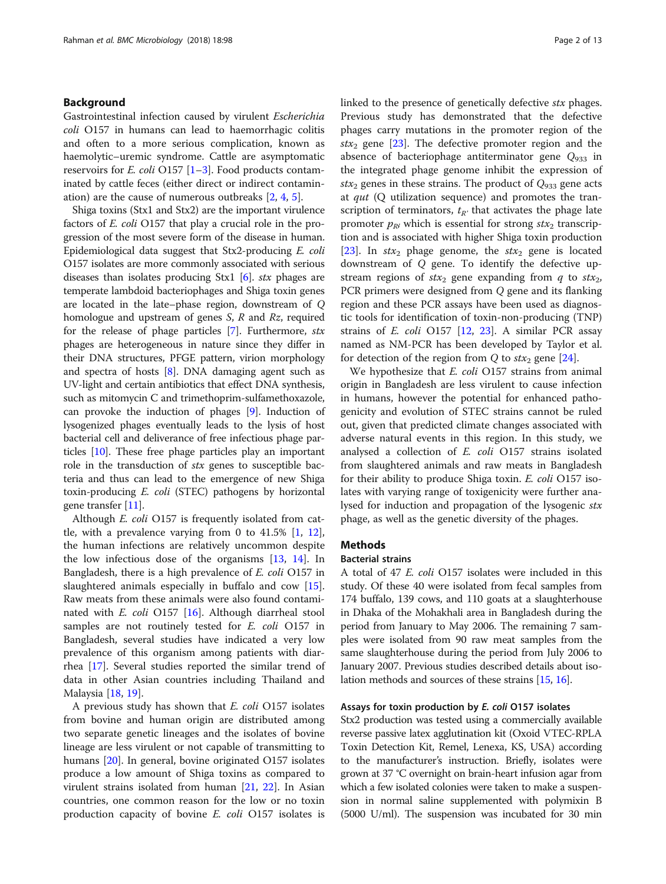## Background

Gastrointestinal infection caused by virulent *Escherichia coli* O157 in humans can lead to haemorrhagic colitis and often to a more serious complication, known as haemolytic–uremic syndrome. Cattle are asymptomatic reservoirs for *E. coli* O157 [1–3]. Food products contaminated by cattle feces (either direct or indirect contamination) are the cause of numerous outbreaks [2, 4, 5].

Shiga toxins (Stx1 and Stx2) are the important virulence factors of *E. coli* O157 that play a crucial role in the progression of the most severe form of the disease in human. Epidemiological data suggest that Stx2-producing *E. coli* O157 isolates are more commonly associated with serious diseases than isolates producing Stx1 [6]. *stx* phages are temperate lambdoid bacteriophages and Shiga toxin genes are located in the late–phase region, downstream of *Q* homologue and upstream of genes *S*, *R* and *Rz*, required for the release of phage particles [7]. Furthermore, *stx* phages are heterogeneous in nature since they differ in their DNA structures, PFGE pattern, virion morphology and spectra of hosts [8]. DNA damaging agent such as UV-light and certain antibiotics that effect DNA synthesis, such as mitomycin C and trimethoprim-sulfamethoxazole, can provoke the induction of phages [9]. Induction of lysogenized phages eventually leads to the lysis of host bacterial cell and deliverance of free infectious phage particles [10]. These free phage particles play an important role in the transduction of *stx* genes to susceptible bacteria and thus can lead to the emergence of new Shiga toxin-producing *E. coli* (STEC) pathogens by horizontal gene transfer [11].

Although *E. coli* O157 is frequently isolated from cattle, with a prevalence varying from 0 to 41.5% [1, 12], the human infections are relatively uncommon despite the low infectious dose of the organisms [13, 14]. In Bangladesh, there is a high prevalence of *E. coli* O157 in slaughtered animals especially in buffalo and cow [15]. Raw meats from these animals were also found contaminated with *E. coli* O157 [16]. Although diarrheal stool samples are not routinely tested for *E. coli* O157 in Bangladesh, several studies have indicated a very low prevalence of this organism among patients with diarrhea [17]. Several studies reported the similar trend of data in other Asian countries including Thailand and Malaysia [18, 19].

A previous study has shown that *E. coli* O157 isolates from bovine and human origin are distributed among two separate genetic lineages and the isolates of bovine lineage are less virulent or not capable of transmitting to humans [20]. In general, bovine originated O157 isolates produce a low amount of Shiga toxins as compared to virulent strains isolated from human [21, 22]. In Asian countries, one common reason for the low or no toxin production capacity of bovine *E. coli* O157 isolates is linked to the presence of genetically defective *stx* phages. Previous study has demonstrated that the defective phages carry mutations in the promoter region of the $stx_2$ gene [23]. The defective promoter region and the absence of bacteriophage antiterminator gene $Q_{933}$ in the integrated phage genome inhibit the expression of $stx_2$ genes in these strains. The product of $Q_{933}$ gene acts at *qut* (Q utilization sequence) and promotes the transcription of terminators, $t_{R'}$ that activates the phage late promoter $p_{R'}$ which is essential for strong $stx_2$ transcription and is associated with higher Shiga toxin production [23]. In $stx_2$ phage genome, the $stx_2$ gene is located downstream of *Q* gene. To identify the defective upstream regions of $stx_2$ gene expanding from *q* to $stx_2$, PCR primers were designed from *Q* gene and its flanking region and these PCR assays have been used as diagnostic tools for identification of toxin-non-producing (TNP) strains of *E. coli* O157 [12, 23]. A similar PCR assay named as NM-PCR has been developed by Taylor et al. for detection of the region from *Q* to $stx_2$ gene [24].

We hypothesize that *E. coli* O157 strains from animal origin in Bangladesh are less virulent to cause infection in humans, however the potential for enhanced pathogenicity and evolution of STEC strains cannot be ruled out, given that predicted climate changes associated with adverse natural events in this region. In this study, we analysed a collection of *E. coli* O157 strains isolated from slaughtered animals and raw meats in Bangladesh for their ability to produce Shiga toxin. *E. coli* O157 isolates with varying range of toxigenicity were further analysed for induction and propagation of the lysogenic *stx* phage, as well as the genetic diversity of the phages.

## Methods

### Bacterial strains

A total of 47 *E. coli* O157 isolates were included in this study. Of these 40 were isolated from fecal samples from 174 buffalo, 139 cows, and 110 goats at a slaughterhouse in Dhaka of the Mohakhali area in Bangladesh during the period from January to May 2006. The remaining 7 samples were isolated from 90 raw meat samples from the same slaughterhouse during the period from July 2006 to January 2007. Previous studies described details about isolation methods and sources of these strains [15, 16].

### Assays for toxin production by *E. coli* O157 isolates

Stx2 production was tested using a commercially available reverse passive latex agglutination kit (Oxoid VTEC-RPLA Toxin Detection Kit, Remel, Lenexa, KS, USA) according to the manufacturer's instruction. Briefly, isolates were grown at 37 °C overnight on brain-heart infusion agar from which a few isolated colonies were taken to make a suspension in normal saline supplemented with polymixin B (5000 U/ml). The suspension was incubated for 30 min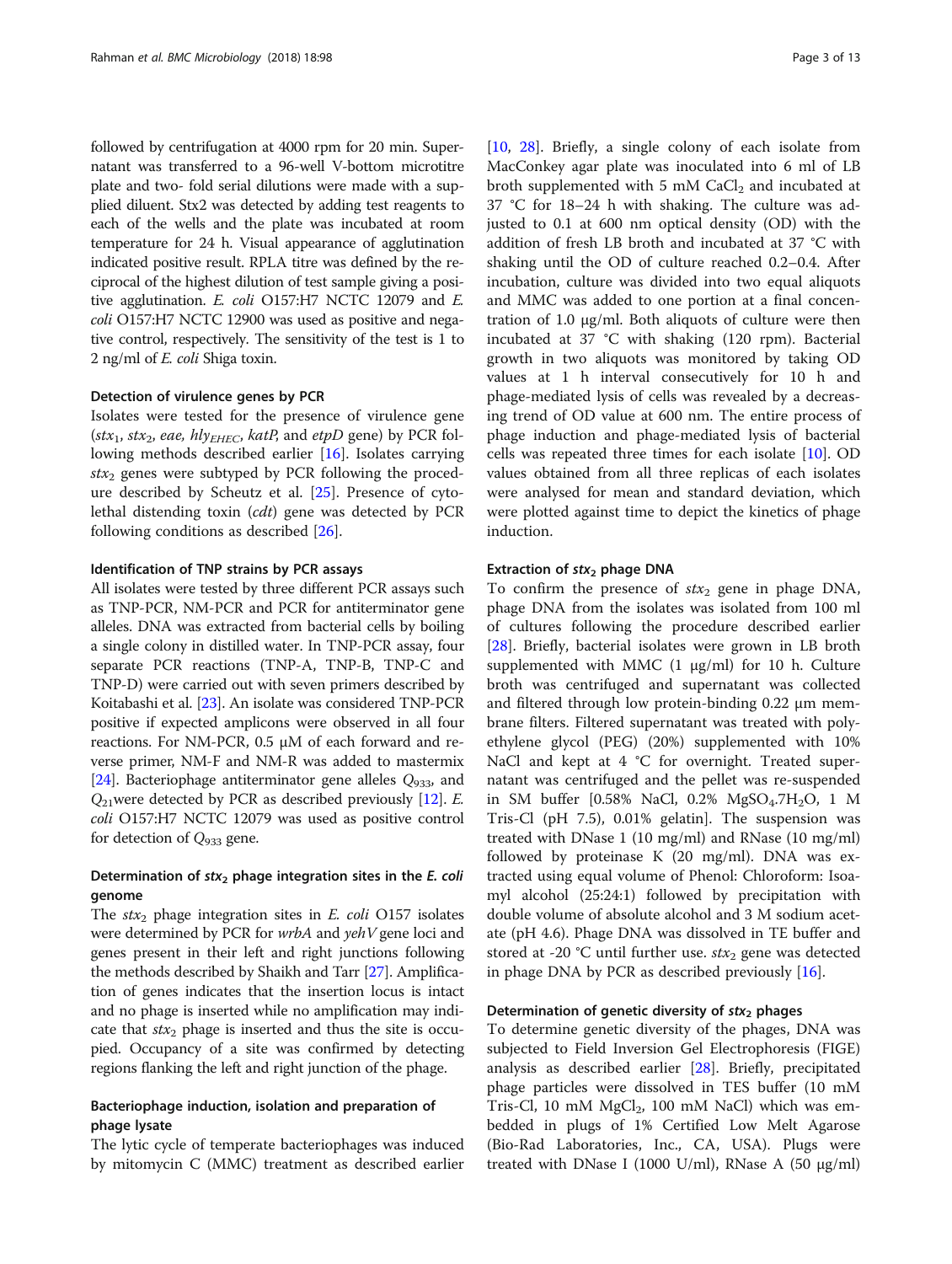followed by centrifugation at 4000 rpm for 20 min. Supernatant was transferred to a 96-well V-bottom microtitre plate and two- fold serial dilutions were made with a supplied diluent. Stx2 was detected by adding test reagents to each of the wells and the plate was incubated at room temperature for 24 h. Visual appearance of agglutination indicated positive result. RPLA titre was defined by the reciprocal of the highest dilution of test sample giving a positive agglutination. *E. coli* O157:H7 NCTC 12079 and *E. coli* O157:H7 NCTC 12900 was used as positive and negative control, respectively. The sensitivity of the test is 1 to 2 ng/ml of *E. coli* Shiga toxin.

#### Detection of virulence genes by PCR

Isolates were tested for the presence of virulence gene (*$stx_1$*, *$stx_2$*, *eae*, *$hly_{EHEC}$*, *katP*, and *etpD* gene) by PCR following methods described earlier [16]. Isolates carrying *$stx_2$* genes were subtyped by PCR following the procedure described by Scheutz et al. [25]. Presence of cytolethal distending toxin (*cdt*) gene was detected by PCR following conditions as described [26].

#### Identification of TNP strains by PCR assays

All isolates were tested by three different PCR assays such as TNP-PCR, NM-PCR and PCR for antiterminator gene alleles. DNA was extracted from bacterial cells by boiling a single colony in distilled water. In TNP-PCR assay, four separate PCR reactions (TNP-A, TNP-B, TNP-C and TNP-D) were carried out with seven primers described by Koitabashi et al. [23]. An isolate was considered TNP-PCR positive if expected amplicons were observed in all four reactions. For NM-PCR, 0.5 μM of each forward and reverse primer, NM-F and NM-R was added to mastermix [24]. Bacteriophage antiterminator gene alleles *$Q_{933}$*, and *$Q_{21}$* were detected by PCR as described previously [12]. *E. coli* O157:H7 NCTC 12079 was used as positive control for detection of *$Q_{933}$* gene.

#### Determination of *$stx_2$* phage integration sites in the *E. coli* genome

The *$stx_2$* phage integration sites in *E. coli* O157 isolates were determined by PCR for *wrbA* and *yehV* gene loci and genes present in their left and right junctions following the methods described by Shaikh and Tarr [27]. Amplification of genes indicates that the insertion locus is intact and no phage is inserted while no amplification may indicate that *$stx_2$* phage is inserted and thus the site is occupied. Occupancy of a site was confirmed by detecting regions flanking the left and right junction of the phage.

#### Bacteriophage induction, isolation and preparation of phage lysate

The lytic cycle of temperate bacteriophages was induced by mitomycin C (MMC) treatment as described earlier [10, 28]. Briefly, a single colony of each isolate from MacConkey agar plate was inoculated into 6 ml of LB broth supplemented with 5 mM $CaCl_2$ and incubated at 37 °C for 18–24 h with shaking. The culture was adjusted to 0.1 at 600 nm optical density (OD) with the addition of fresh LB broth and incubated at 37 °C with shaking until the OD of culture reached 0.2–0.4. After incubation, culture was divided into two equal aliquots and MMC was added to one portion at a final concentration of 1.0 μg/ml. Both aliquots of culture were then incubated at 37 °C with shaking (120 rpm). Bacterial growth in two aliquots was monitored by taking OD values at 1 h interval consecutively for 10 h and phage-mediated lysis of cells was revealed by a decreasing trend of OD value at 600 nm. The entire process of phage induction and phage-mediated lysis of bacterial cells was repeated three times for each isolate [10]. OD values obtained from all three replicas of each isolates were analysed for mean and standard deviation, which were plotted against time to depict the kinetics of phage induction.

#### Extraction of *$stx_2$* phage DNA

To confirm the presence of *$stx_2$* gene in phage DNA, phage DNA from the isolates was isolated from 100 ml of cultures following the procedure described earlier [28]. Briefly, bacterial isolates were grown in LB broth supplemented with MMC (1 μg/ml) for 10 h. Culture broth was centrifuged and supernatant was collected and filtered through low protein-binding 0.22 μm membrane filters. Filtered supernatant was treated with polyethylene glycol (PEG) (20%) supplemented with 10% NaCl and kept at 4 °C for overnight. Treated supernatant was centrifuged and the pellet was re-suspended in SM buffer [0.58% NaCl, 0.2% $MgSO_4.7H_2O$, 1 M Tris-Cl (pH 7.5), 0.01% gelatin]. The suspension was treated with DNase 1 (10 mg/ml) and RNase (10 mg/ml) followed by proteinase K (20 mg/ml). DNA was extracted using equal volume of Phenol: Chloroform: Isoamyl alcohol (25:24:1) followed by precipitation with double volume of absolute alcohol and 3 M sodium acetate (pH 4.6). Phage DNA was dissolved in TE buffer and stored at -20 °C until further use. *$stx_2$* gene was detected in phage DNA by PCR as described previously [16].

#### Determination of genetic diversity of *$stx_2$* phages

To determine genetic diversity of the phages, DNA was subjected to Field Inversion Gel Electrophoresis (FIGE) analysis as described earlier [28]. Briefly, precipitated phage particles were dissolved in TES buffer (10 mM Tris-Cl, 10 mM $MgCl_2$, 100 mM NaCl) which was embedded in plugs of 1% Certified Low Melt Agarose (Bio-Rad Laboratories, Inc., CA, USA). Plugs were treated with DNase I (1000 U/ml), RNase A (50 μg/ml)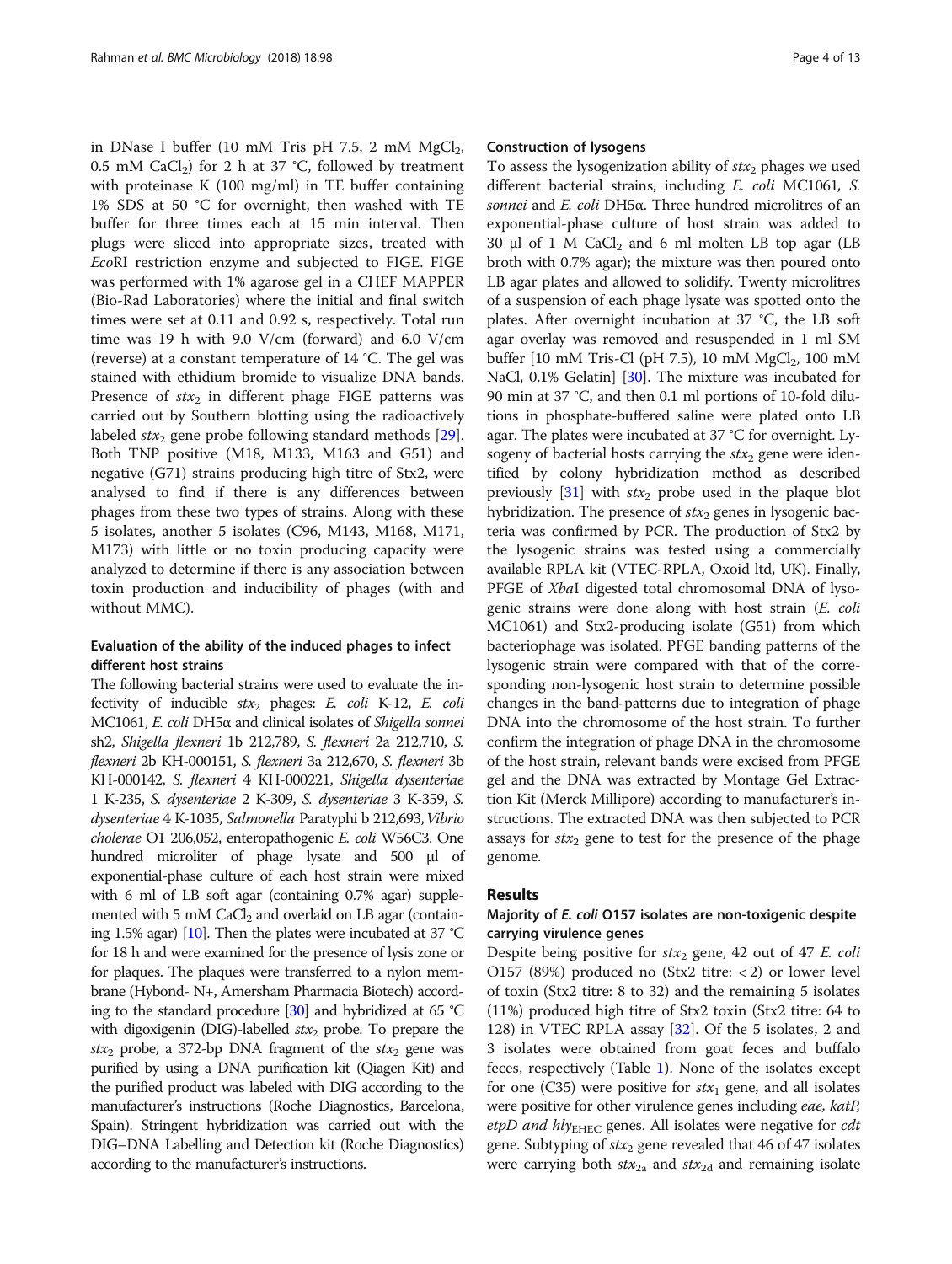in DNase I buffer (10 mM Tris pH 7.5, 2 mM $MgCl_2$, 0.5 mM $CaCl_2$) for 2 h at 37 °C, followed by treatment with proteinase K (100 mg/ml) in TE buffer containing 1% SDS at 50 °C for overnight, then washed with TE buffer for three times each at 15 min interval. Then plugs were sliced into appropriate sizes, treated with *Eco*RI restriction enzyme and subjected to FIGE. FIGE was performed with 1% agarose gel in a CHEF MAPPER (Bio-Rad Laboratories) where the initial and final switch times were set at 0.11 and 0.92 s, respectively. Total run time was 19 h with 9.0 V/cm (forward) and 6.0 V/cm (reverse) at a constant temperature of 14 °C. The gel was stained with ethidium bromide to visualize DNA bands. Presence of $stx_2$ in different phage FIGE patterns was carried out by Southern blotting using the radioactively labeled $stx_2$ gene probe following standard methods [29]. Both TNP positive (M18, M133, M163 and G51) and negative (G71) strains producing high titre of Stx2, were analysed to find if there is any differences between phages from these two types of strains. Along with these 5 isolates, another 5 isolates (C96, M143, M168, M171, M173) with little or no toxin producing capacity were analyzed to determine if there is any association between toxin production and inducibility of phages (with and without MMC).

### Evaluation of the ability of the induced phages to infect different host strains

The following bacterial strains were used to evaluate the infectivity of inducible $stx_2$ phages: *E. coli* K-12, *E. coli* MC1061, *E. coli* DH5α and clinical isolates of *Shigella sonnei* sh2, *Shigella flexneri* 1b 212,789, *S. flexneri* 2a 212,710, *S. flexneri* 2b KH-000151, *S. flexneri* 3a 212,670, *S. flexneri* 3b KH-000142, *S. flexneri* 4 KH-000221, *Shigella dysenteriae* 1 K-235, *S. dysenteriae* 2 K-309, *S. dysenteriae* 3 K-359, *S. dysenteriae* 4 K-1035, *Salmonella* Paratyphi b 212,693, *Vibrio cholerae* O1 206,052, enteropathogenic *E. coli* W56C3. One hundred microliter of phage lysate and 500 μl of exponential-phase culture of each host strain were mixed with 6 ml of LB soft agar (containing 0.7% agar) supplemented with 5 mM $CaCl_2$ and overlaid on LB agar (containing 1.5% agar) [10]. Then the plates were incubated at 37 °C for 18 h and were examined for the presence of lysis zone or for plaques. The plaques were transferred to a nylon membrane (Hybond- N+, Amersham Pharmacia Biotech) according to the standard procedure [30] and hybridized at 65 °C with digoxigenin (DIG)-labelled $stx_2$ probe. To prepare the $stx_2$ probe, a 372-bp DNA fragment of the $stx_2$ gene was purified by using a DNA purification kit (Qiagen Kit) and the purified product was labeled with DIG according to the manufacturer's instructions (Roche Diagnostics, Barcelona, Spain). Stringent hybridization was carried out with the DIG–DNA Labelling and Detection kit (Roche Diagnostics) according to the manufacturer's instructions.

### Construction of lysogens

To assess the lysogenization ability of $stx_2$ phages we used different bacterial strains, including *E. coli* MC1061, *S. sonnei* and *E. coli* DH5α. Three hundred microlitres of an exponential-phase culture of host strain was added to 30 μl of 1 M $CaCl_2$ and 6 ml molten LB top agar (LB broth with 0.7% agar); the mixture was then poured onto LB agar plates and allowed to solidify. Twenty microlitres of a suspension of each phage lysate was spotted onto the plates. After overnight incubation at 37 °C, the LB soft agar overlay was removed and resuspended in 1 ml SM buffer [10 mM Tris-Cl (pH 7.5), 10 mM $MgCl_2$, 100 mM NaCl, 0.1% Gelatin] [30]. The mixture was incubated for 90 min at 37 °C, and then 0.1 ml portions of 10-fold dilutions in phosphate-buffered saline were plated onto LB agar. The plates were incubated at 37 °C for overnight. Lysogeny of bacterial hosts carrying the $stx_2$ gene were identified by colony hybridization method as described previously [31] with $stx_2$ probe used in the plaque blot hybridization. The presence of $stx_2$ genes in lysogenic bacteria was confirmed by PCR. The production of Stx2 by the lysogenic strains was tested using a commercially available RPLA kit (VTEC-RPLA, Oxoid ltd, UK). Finally, PFGE of *Xba*I digested total chromosomal DNA of lysogenic strains were done along with host strain (*E. coli* MC1061) and Stx2-producing isolate (G51) from which bacteriophage was isolated. PFGE banding patterns of the lysogenic strain were compared with that of the corresponding non-lysogenic host strain to determine possible changes in the band-patterns due to integration of phage DNA into the chromosome of the host strain. To further confirm the integration of phage DNA in the chromosome of the host strain, relevant bands were excised from PFGE gel and the DNA was extracted by Montage Gel Extraction Kit (Merck Millipore) according to manufacturer's instructions. The extracted DNA was then subjected to PCR assays for $stx_2$ gene to test for the presence of the phage genome.

## Results

### Majority of *E. coli* O157 isolates are non-toxigenic despite carrying virulence genes

Despite being positive for $stx_2$ gene, 42 out of 47 *E. coli* O157 (89%) produced no (Stx2 titre: < 2) or lower level of toxin (Stx2 titre: 8 to 32) and the remaining 5 isolates (11%) produced high titre of Stx2 toxin (Stx2 titre: 64 to 128) in VTEC RPLA assay [32]. Of the 5 isolates, 2 and 3 isolates were obtained from goat feces and buffalo feces, respectively (Table 1). None of the isolates except for one (C35) were positive for $stx_1$ gene, and all isolates were positive for other virulence genes including *eae, katP, etpD and* $hly_{EHEC}$ genes. All isolates were negative for *cdt* gene. Subtyping of $stx_2$ gene revealed that 46 of 47 isolates were carrying both $stx_{2a}$ and $stx_{2d}$ and remaining isolate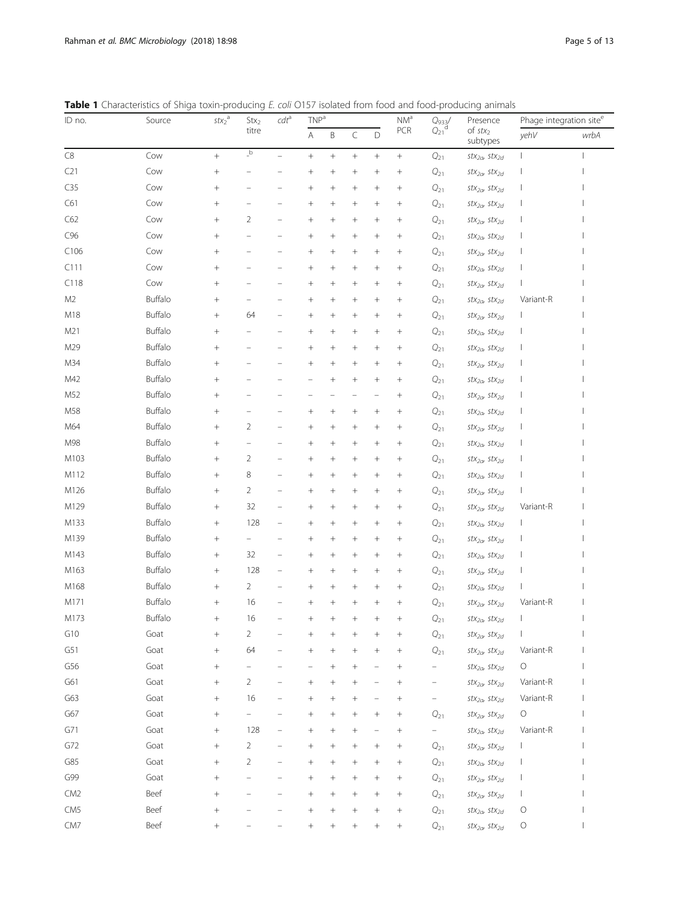**Table 1** Characteristics of Shiga toxin-producing *E. coli* O157 isolated from food and food-producing animals

| ID no. | Source | $stx_2$[a] | $Stx_2$ titre | *cdt*[a] | TNP[a] | | | | NM[a] PCR | $Q_{933}$/ $Q_{21}$[d] | Presence of $stx_2$ subtypes | Phage integration site[e] | |
|---|---|---|---|---|---|---|---|---|---|---|---|---|---|
| | | | | | A | B | C | D | | | | *yehV* | *wrbA* |
| C8 | Cow | + | –[b] | – | + | + | + | + | + | $Q_{21}$ | $stx_{2a}$, $stx_{2d}$ | I | I |
| C21 | Cow | + | – | – | + | + | + | + | + | $Q_{21}$ | $stx_{2a}$, $stx_{2d}$ | I | I |
| C35 | Cow | + | – | – | + | + | + | + | + | $Q_{21}$ | $stx_{2a}$, $stx_{2d}$ | I | I |
| C61 | Cow | + | – | – | + | + | + | + | + | $Q_{21}$ | $stx_{2a}$, $stx_{2d}$ | I | I |
| C62 | Cow | + | 2 | – | + | + | + | + | + | $Q_{21}$ | $stx_{2a}$, $stx_{2d}$ | I | I |
| C96 | Cow | + | – | – | + | + | + | + | + | $Q_{21}$ | $stx_{2a}$, $stx_{2d}$ | I | I |
| C106 | Cow | + | – | – | + | + | + | + | + | $Q_{21}$ | $stx_{2a}$, $stx_{2d}$ | I | I |
| C111 | Cow | + | – | – | + | + | + | + | + | $Q_{21}$ | $stx_{2a}$, $stx_{2d}$ | I | I |
| C118 | Cow | + | – | – | + | + | + | + | + | $Q_{21}$ | $stx_{2a}$, $stx_{2d}$ | I | I |
| M2 | Buffalo | + | – | – | + | + | + | + | + | $Q_{21}$ | $stx_{2a}$, $stx_{2d}$ | Variant-R | I |
| M18 | Buffalo | + | 64 | – | + | + | + | + | + | $Q_{21}$ | $stx_{2a}$, $stx_{2d}$ | I | I |
| M21 | Buffalo | + | – | – | + | + | + | + | + | $Q_{21}$ | $stx_{2a}$, $stx_{2d}$ | I | I |
| M29 | Buffalo | + | – | – | + | + | + | + | + | $Q_{21}$ | $stx_{2a}$, $stx_{2d}$ | I | I |
| M34 | Buffalo | + | – | – | + | + | + | + | + | $Q_{21}$ | $stx_{2a}$, $stx_{2d}$ | I | I |
| M42 | Buffalo | + | – | – | – | + | + | + | + | $Q_{21}$ | $stx_{2a}$, $stx_{2d}$ | I | I |
| M52 | Buffalo | + | – | – | – | – | – | – | + | $Q_{21}$ | $stx_{2a}$, $stx_{2d}$ | I | I |
| M58 | Buffalo | + | – | – | + | + | + | + | + | $Q_{21}$ | $stx_{2a}$, $stx_{2d}$ | I | I |
| M64 | Buffalo | + | 2 | – | + | + | + | + | + | $Q_{21}$ | $stx_{2a}$, $stx_{2d}$ | I | I |
| M98 | Buffalo | + | – | – | + | + | + | + | + | $Q_{21}$ | $stx_{2a}$, $stx_{2d}$ | I | I |
| M103 | Buffalo | + | 2 | – | + | + | + | + | + | $Q_{21}$ | $stx_{2a}$, $stx_{2d}$ | I | I |
| M112 | Buffalo | + | 8 | – | + | + | + | + | + | $Q_{21}$ | $stx_{2a}$, $stx_{2d}$ | I | I |
| M126 | Buffalo | + | 2 | – | + | + | + | + | + | $Q_{21}$ | $stx_{2a}$, $stx_{2d}$ | I | I |
| M129 | Buffalo | + | 32 | – | + | + | + | + | + | $Q_{21}$ | $stx_{2a}$, $stx_{2d}$ | Variant-R | I |
| M133 | Buffalo | + | 128 | – | + | + | + | + | + | $Q_{21}$ | $stx_{2a}$, $stx_{2d}$ | I | I |
| M139 | Buffalo | + | – | – | + | + | + | + | + | $Q_{21}$ | $stx_{2a}$, $stx_{2d}$ | I | I |
| M143 | Buffalo | + | 32 | – | + | + | + | + | + | $Q_{21}$ | $stx_{2a}$, $stx_{2d}$ | I | I |
| M163 | Buffalo | + | 128 | – | + | + | + | + | + | $Q_{21}$ | $stx_{2a}$, $stx_{2d}$ | I | I |
| M168 | Buffalo | + | 2 | – | + | + | + | + | + | $Q_{21}$ | $stx_{2a}$, $stx_{2d}$ | I | I |
| M171 | Buffalo | + | 16 | – | + | + | + | + | + | $Q_{21}$ | $stx_{2a}$, $stx_{2d}$ | Variant-R | I |
| M173 | Buffalo | + | 16 | – | + | + | + | + | + | $Q_{21}$ | $stx_{2a}$, $stx_{2d}$ | I | I |
| G10 | Goat | + | 2 | – | + | + | + | + | + | $Q_{21}$ | $stx_{2a}$, $stx_{2d}$ | I | I |
| G51 | Goat | + | 64 | – | + | + | + | + | + | $Q_{21}$ | $stx_{2a}$, $stx_{2d}$ | Variant-R | I |
| G56 | Goat | + | – | – | – | + | + | – | + | – | $stx_{2a}$, $stx_{2d}$ | O | I |
| G61 | Goat | + | 2 | – | + | + | + | – | + | – | $stx_{2a}$, $stx_{2d}$ | Variant-R | I |
| G63 | Goat | + | 16 | – | + | + | + | – | + | – | $stx_{2a}$, $stx_{2d}$ | Variant-R | I |
| G67 | Goat | + | – | – | + | + | + | + | + | $Q_{21}$ | $stx_{2a}$, $stx_{2d}$ | O | I |
| G71 | Goat | + | 128 | – | + | + | + | – | + | – | $stx_{2a}$, $stx_{2d}$ | Variant-R | I |
| G72 | Goat | + | 2 | – | + | + | + | + | + | $Q_{21}$ | $stx_{2a}$, $stx_{2d}$ | I | I |
| G85 | Goat | + | 2 | – | + | + | + | + | + | $Q_{21}$ | $stx_{2a}$, $stx_{2d}$ | I | I |
| G99 | Goat | + | – | – | + | + | + | + | + | $Q_{21}$ | $stx_{2a}$, $stx_{2d}$ | I | I |
| CM2 | Beef | + | – | – | + | + | + | + | + | $Q_{21}$ | $stx_{2a}$, $stx_{2d}$ | I | I |
| CM5 | Beef | + | – | – | + | + | + | + | + | $Q_{21}$ | $stx_{2a}$, $stx_{2d}$ | O | I |
| CM7 | Beef | + | – | – | + | + | + | + | + | $Q_{21}$ | $stx_{2a}$, $stx_{2d}$ | O | I |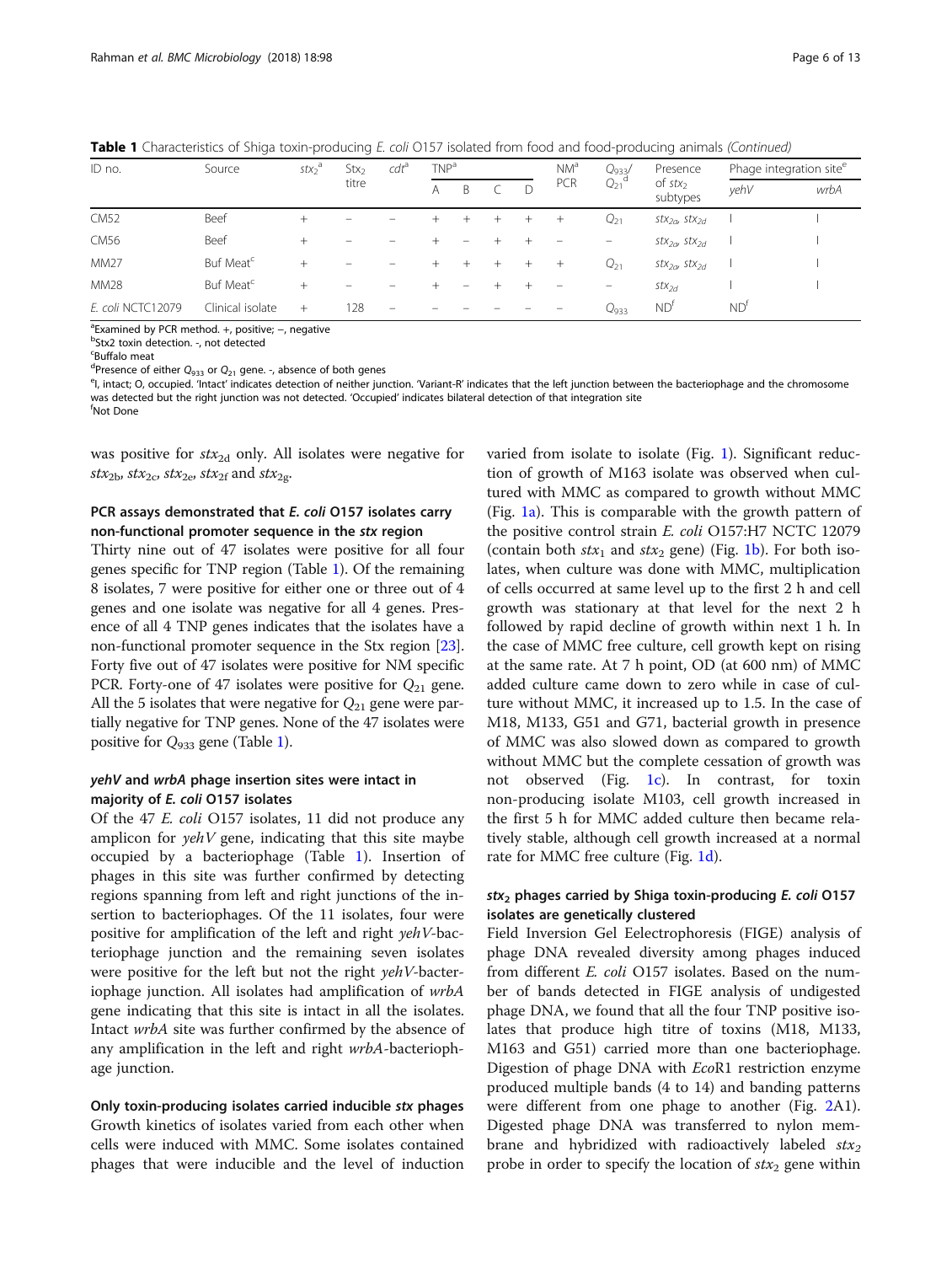**Table 1** Characteristics of Shiga toxin-producing *E. coli* O157 isolated from food and food-producing animals *(Continued)*

| ID no. | Source | $stx_2$[a] | $Stx_2$ titre | *cdt*[a] | TNP[a] | | | | NM[a] PCR | $Q_{933}$/$Q_{21}$[d] | Presence of $stx_2$ subtypes | Phage integration site[e] | |
|---|---|---|---|---|---|---|---|---|---|---|---|---|---|
| | | | | | A | B | C | D | | | | *yehV* | *wrbA* |
| CM52 | Beef | + | – | – | + | + | + | + | + | $Q_{21}$ | $stx_{2a}$, $stx_{2d}$ | I | I |
| CM56 | Beef | + | – | – | + | – | + | + | – | – | $stx_{2a}$, $stx_{2d}$ | I | I |
| MM27 | Buf Meat[c] | + | – | – | + | + | + | + | + | $Q_{21}$ | $stx_{2a}$, $stx_{2d}$ | I | I |
| MM28 | Buf Meat[c] | + | – | – | + | – | + | + | – | – | $stx_{2d}$ | I | I |
| *E. coli* NCTC12079 | Clinical isolate | + | 128 | – | – | – | – | – | – | $Q_{933}$ | ND[f] | ND[f] | |

[a]Examined by PCR method. +, positive; –, negative
[b]Stx2 toxin detection. -, not detected
[c]Buffalo meat
[d]Presence of either $Q_{933}$ or $Q_{21}$ gene. -, absence of both genes
[e]I, intact; O, occupied. 'Intact' indicates detection of neither junction. 'Variant-R' indicates that the left junction between the bacteriophage and the chromosome was detected but the right junction was not detected. 'Occupied' indicates bilateral detection of that integration site
[f]Not Done

was positive for $stx_{2d}$ only. All isolates were negative for $stx_{2b}$, $stx_{2c}$, $stx_{2e}$, $stx_{2f}$ and $stx_{2g}$.

### PCR assays demonstrated that *E. coli* O157 isolates carry non-functional promoter sequence in the *stx* region

Thirty nine out of 47 isolates were positive for all four genes specific for TNP region (Table 1). Of the remaining 8 isolates, 7 were positive for either one or three out of 4 genes and one isolate was negative for all 4 genes. Presence of all 4 TNP genes indicates that the isolates have a non-functional promoter sequence in the Stx region [23]. Forty five out of 47 isolates were positive for NM specific PCR. Forty-one of 47 isolates were positive for $Q_{21}$ gene. All the 5 isolates that were negative for $Q_{21}$ gene were partially negative for TNP genes. None of the 47 isolates were positive for $Q_{933}$ gene (Table 1).

### *yehV* and *wrbA* phage insertion sites were intact in majority of *E. coli* O157 isolates

Of the 47 *E. coli* O157 isolates, 11 did not produce any amplicon for *yehV* gene, indicating that this site maybe occupied by a bacteriophage (Table 1). Insertion of phages in this site was further confirmed by detecting regions spanning from left and right junctions of the insertion to bacteriophages. Of the 11 isolates, four were positive for amplification of the left and right *yehV*-bacteriophage junction and the remaining seven isolates were positive for the left but not the right *yehV*-bacteriophage junction. All isolates had amplification of *wrbA* gene indicating that this site is intact in all the isolates. Intact *wrbA* site was further confirmed by the absence of any amplification in the left and right *wrbA*-bacteriophage junction.

### Only toxin-producing isolates carried inducible *stx* phages

Growth kinetics of isolates varied from each other when cells were induced with MMC. Some isolates contained phages that were inducible and the level of induction varied from isolate to isolate (Fig. 1). Significant reduction of growth of M163 isolate was observed when cultured with MMC as compared to growth without MMC (Fig. 1a). This is comparable with the growth pattern of the positive control strain *E. coli* O157:H7 NCTC 12079 (contain both $stx_1$ and $stx_2$ gene) (Fig. 1b). For both isolates, when culture was done with MMC, multiplication of cells occurred at same level up to the first 2 h and cell growth was stationary at that level for the next 2 h followed by rapid decline of growth within next 1 h. In the case of MMC free culture, cell growth kept on rising at the same rate. At 7 h point, OD (at 600 nm) of MMC added culture came down to zero while in case of culture without MMC, it increased up to 1.5. In the case of M18, M133, G51 and G71, bacterial growth in presence of MMC was also slowed down as compared to growth without MMC but the complete cessation of growth was not observed (Fig. 1c). In contrast, for toxin non-producing isolate M103, cell growth increased in the first 5 h for MMC added culture then became relatively stable, although cell growth increased at a normal rate for MMC free culture (Fig. 1d).

### $stx_2$ phages carried by Shiga toxin-producing *E. coli* O157 isolates are genetically clustered

Field Inversion Gel Eelectrophoresis (FIGE) analysis of phage DNA revealed diversity among phages induced from different *E. coli* O157 isolates. Based on the number of bands detected in FIGE analysis of undigested phage DNA, we found that all the four TNP positive isolates that produce high titre of toxins (M18, M133, M163 and G51) carried more than one bacteriophage. Digestion of phage DNA with *Eco*R1 restriction enzyme produced multiple bands (4 to 14) and banding patterns were different from one phage to another (Fig. 2A1). Digested phage DNA was transferred to nylon membrane and hybridized with radioactively labeled $stx_2$ probe in order to specify the location of $stx_2$ gene within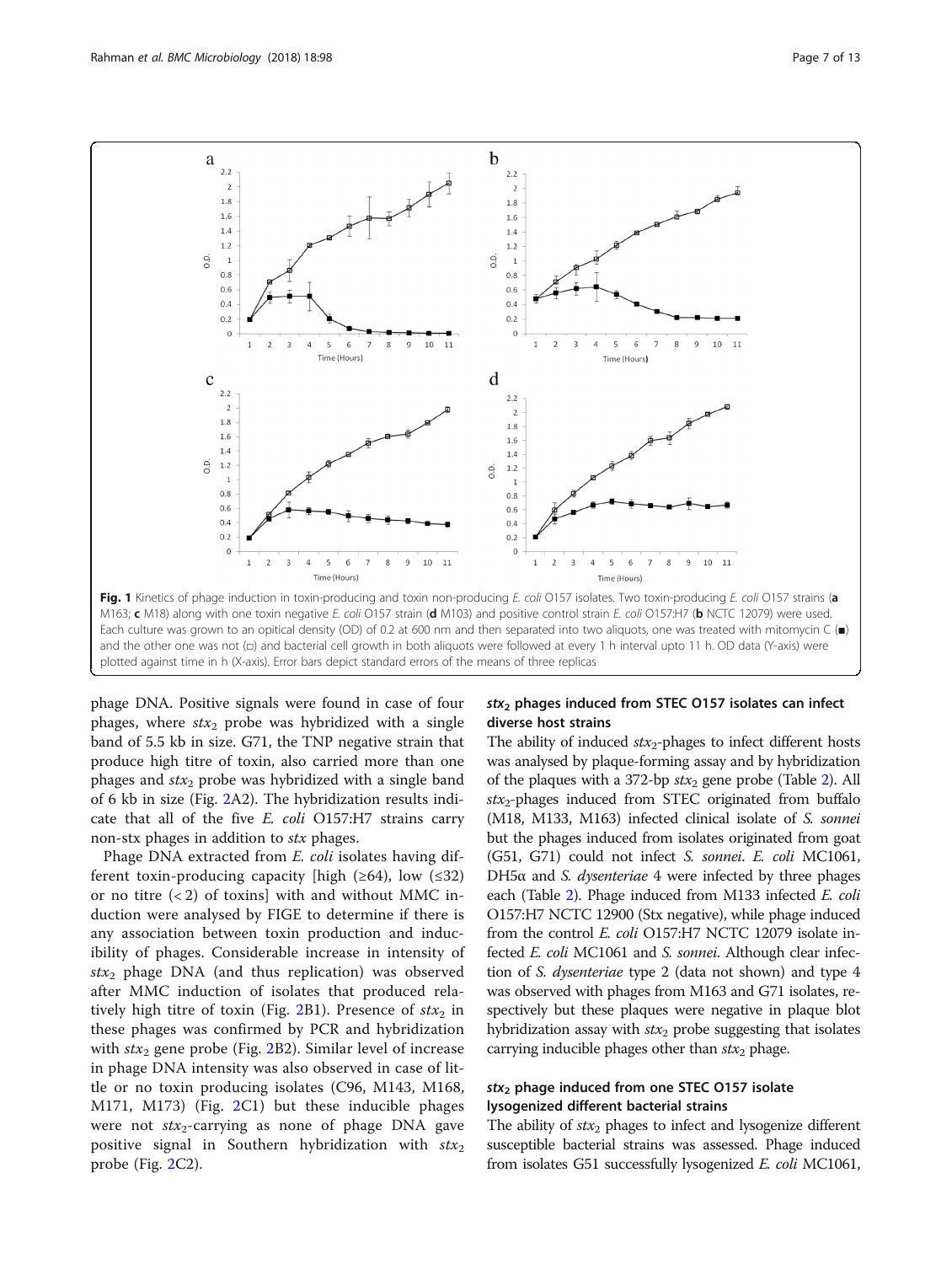Fig. 1 Kinetics of phage induction in toxin-producing and toxin non-producing *E. coli* O157 isolates. Two toxin-producing *E. coli* O157 strains (**a** M163; **c** M18) along with one toxin negative *E. coli* O157 strain (**d** M103) and positive control strain *E. coli* O157:H7 (**b** NCTC 12079) were used. Each culture was grown to an optical density (OD) of 0.2 at 600 nm and then separated into two aliquots, one was treated with mitomycin C (■) and the other one was not (□) and bacterial cell growth in both aliquots were followed at every 1 h interval upto 11 h. OD data (Y-axis) were plotted against time in h (X-axis). Error bars depict standard errors of the means of three replicas

phage DNA. Positive signals were found in case of four phages, where $stx_2$ probe was hybridized with a single band of 5.5 kb in size. G71, the TNP negative strain that produce high titre of toxin, also carried more than one phages and $stx_2$ probe was hybridized with a single band of 6 kb in size (Fig. 2A2). The hybridization results indicate that all of the five *E. coli* O157:H7 strains carry non-stx phages in addition to *stx* phages.

Phage DNA extracted from *E. coli* isolates having different toxin-producing capacity [high (≥64), low (≤32) or no titre (< 2) of toxins] with and without MMC induction were analysed by FIGE to determine if there is any association between toxin production and inducibility of phages. Considerable increase in intensity of $stx_2$ phage DNA (and thus replication) was observed after MMC induction of isolates that produced relatively high titre of toxin (Fig. 2B1). Presence of $stx_2$ in these phages was confirmed by PCR and hybridization with $stx_2$ gene probe (Fig. 2B2). Similar level of increase in phage DNA intensity was also observed in case of little or no toxin producing isolates (C96, M143, M168, M171, M173) (Fig. 2C1) but these inducible phages were not $stx_2$-carrying as none of phage DNA gave positive signal in Southern hybridization with $stx_2$ probe (Fig. 2C2).

### $stx_2$ phages induced from STEC O157 isolates can infect diverse host strains

The ability of induced $stx_2$-phages to infect different hosts was analysed by plaque-forming assay and by hybridization of the plaques with a 372-bp $stx_2$ gene probe (Table 2). All $stx_2$-phages induced from STEC originated from buffalo (M18, M133, M163) infected clinical isolate of *S. sonnei* but the phages induced from isolates originated from goat (G51, G71) could not infect *S. sonnei*. *E. coli* MC1061, DH5α and *S. dysenteriae* 4 were infected by three phages each (Table 2). Phage induced from M133 infected *E. coli* O157:H7 NCTC 12900 (Stx negative), while phage induced from the control *E. coli* O157:H7 NCTC 12079 isolate infected *E. coli* MC1061 and *S. sonnei*. Although clear infection of *S. dysenteriae* type 2 (data not shown) and type 4 was observed with phages from M163 and G71 isolates, respectively but these plaques were negative in plaque blot hybridization assay with $stx_2$ probe suggesting that isolates carrying inducible phages other than $stx_2$ phage.

### $stx_2$ phage induced from one STEC O157 isolate lysogenized different bacterial strains

The ability of $stx_2$ phages to infect and lysogenize different susceptible bacterial strains was assessed. Phage induced from isolates G51 successfully lysogenized *E. coli* MC1061,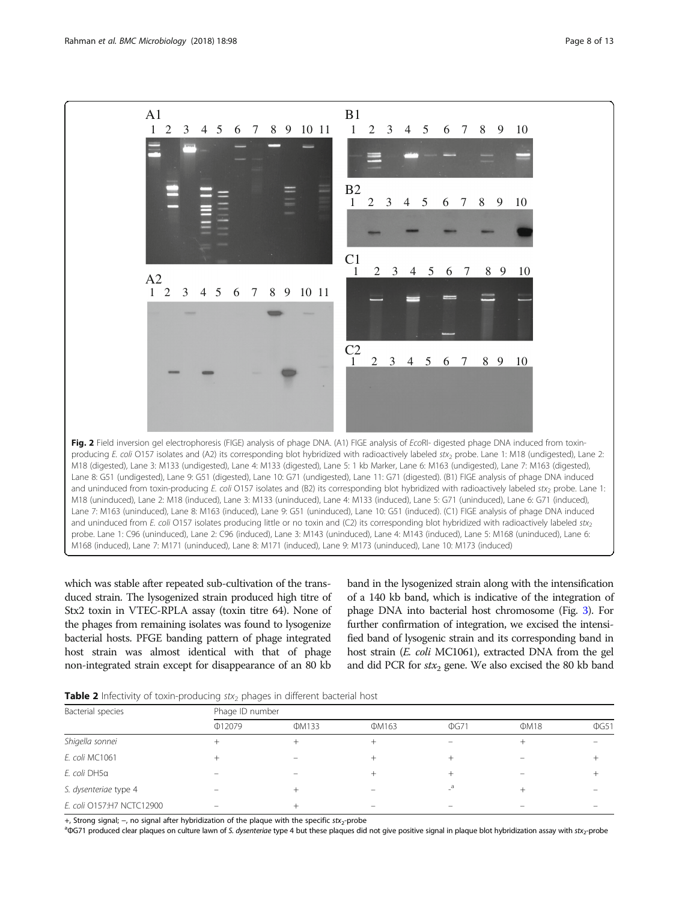Fig. 2 Field inversion gel electrophoresis (FIGE) analysis of phage DNA. (A1) FIGE analysis of *EcoRI*- digested phage DNA induced from toxin-producing *E. coli* O157 isolates and (A2) its corresponding blot hybridized with radioactively labeled $stx_2$ probe. Lane 1: M18 (undigested), Lane 2: M18 (digested), Lane 3: M133 (undigested), Lane 4: M133 (digested), Lane 5: 1 kb Marker, Lane 6: M163 (undigested), Lane 7: M163 (digested), Lane 8: G51 (undigested), Lane 9: G51 (digested), Lane 10: G71 (undigested), Lane 11: G71 (digested). (B1) FIGE analysis of phage DNA induced and uninduced from toxin-producing *E. coli* O157 isolates and (B2) its corresponding blot hybridized with radioactively labeled $stx_2$ probe. Lane 1: M18 (uninduced), Lane 2: M18 (induced), Lane 3: M133 (uninduced), Lane 4: M133 (induced), Lane 5: G71 (uninduced), Lane 6: G71 (induced), Lane 7: M163 (uninduced), Lane 8: M163 (induced), Lane 9: G51 (uninduced), Lane 10: G51 (induced). (C1) FIGE analysis of phage DNA induced and uninduced from *E. coli* O157 isolates producing little or no toxin and (C2) its corresponding blot hybridized with radioactively labeled $stx_2$ probe. Lane 1: C96 (uninduced), Lane 2: C96 (induced), Lane 3: M143 (uninduced), Lane 4: M143 (induced), Lane 5: M168 (uninduced), Lane 6: M168 (induced), Lane 7: M171 (uninduced), Lane 8: M171 (induced), Lane 9: M173 (uninduced), Lane 10: M173 (induced)

which was stable after repeated sub-cultivation of the transduced strain. The lysogenized strain produced high titre of Stx2 toxin in VTEC-RPLA assay (toxin titre 64). None of the phages from remaining isolates was found to lysogenize bacterial hosts. PFGE banding pattern of phage integrated host strain was almost identical with that of phage non-integrated strain except for disappearance of an 80 kb band in the lysogenized strain along with the intensification of a 140 kb band, which is indicative of the integration of phage DNA into bacterial host chromosome (Fig. 3). For further confirmation of integration, we excised the intensified band of lysogenic strain and its corresponding band in host strain (*E. coli* MC1061), extracted DNA from the gel and did PCR for $stx_2$ gene. We also excised the 80 kb band

**Table 2** Infectivity of toxin-producing $stx_2$ phages in different bacterial host

| Bacterial species | Phage ID number | | | | | |
|---|---|---|---|---|---|---|
| | Φ12079 | ΦM133 | ΦM163 | ΦG71 | ΦM18 | ΦG51 |
| *Shigella sonnei* | + | + | + | – | + | – |
| *E. coli* MC1061 | + | – | + | + | – | + |
| *E. coli* DH5α | – | – | + | + | – | + |
| *S. dysenteriae* type 4 | – | + | – | –[a] | + | – |
| *E. coli* O157:H7 NCTC12900 | – | + | – | – | – | – |

+, Strong signal; –, no signal after hybridization of the plaque with the specific $stx_2$-probe

[a]ΦG71 produced clear plaques on culture lawn of *S. dysenteriae* type 4 but these plaques did not give positive signal in plaque blot hybridization assay with $stx_2$-probe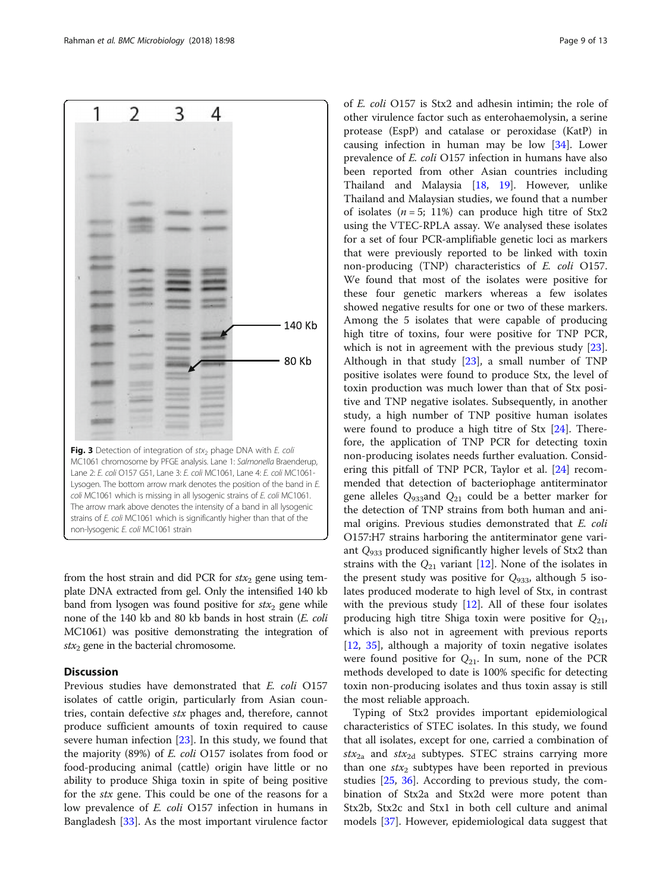**Fig. 3** Detection of integration of $stx_2$ phage DNA with *E. coli* MC1061 chromosome by PFGE analysis. Lane 1: *Salmonella* Braenderup, Lane 2: *E. coli* O157 G51, Lane 3: *E. coli* MC1061, Lane 4: *E. coli* MC1061-Lysogen. The bottom arrow mark denotes the position of the band in *E. coli* MC1061 which is missing in all lysogenic strains of *E. coli* MC1061. The arrow mark above denotes the intensity of a band in all lysogenic strains of *E. coli* MC1061 which is significantly higher than that of the non-lysogenic *E. coli* MC1061 strain

from the host strain and did PCR for $stx_2$ gene using template DNA extracted from gel. Only the intensified 140 kb band from lysogen was found positive for $stx_2$ gene while none of the 140 kb and 80 kb bands in host strain (*E. coli* MC1061) was positive demonstrating the integration of $stx_2$ gene in the bacterial chromosome.

## Discussion

Previous studies have demonstrated that *E. coli* O157 isolates of cattle origin, particularly from Asian countries, contain defective *stx* phages and, therefore, cannot produce sufficient amounts of toxin required to cause severe human infection [23]. In this study, we found that the majority (89%) of *E. coli* O157 isolates from food or food-producing animal (cattle) origin have little or no ability to produce Shiga toxin in spite of being positive for the *stx* gene. This could be one of the reasons for a low prevalence of *E. coli* O157 infection in humans in Bangladesh [33]. As the most important virulence factor of *E. coli* O157 is Stx2 and adhesin intimin; the role of other virulence factor such as enterohaemolysin, a serine protease (EspP) and catalase or peroxidase (KatP) in causing infection in human may be low [34]. Lower prevalence of *E. coli* O157 infection in humans have also been reported from other Asian countries including Thailand and Malaysia [18, 19]. However, unlike Thailand and Malaysian studies, we found that a number of isolates ($n = 5$; 11%) can produce high titre of Stx2 using the VTEC-RPLA assay. We analysed these isolates for a set of four PCR-amplifiable genetic loci as markers that were previously reported to be linked with toxin non-producing (TNP) characteristics of *E. coli* O157. We found that most of the isolates were positive for these four genetic markers whereas a few isolates showed negative results for one or two of these markers. Among the 5 isolates that were capable of producing high titre of toxins, four were positive for TNP PCR, which is not in agreement with the previous study [23]. Although in that study [23], a small number of TNP positive isolates were found to produce Stx, the level of toxin production was much lower than that of Stx positive and TNP negative isolates. Subsequently, in another study, a high number of TNP positive human isolates were found to produce a high titre of Stx [24]. Therefore, the application of TNP PCR for detecting toxin non-producing isolates needs further evaluation. Considering this pitfall of TNP PCR, Taylor et al. [24] recommended that detection of bacteriophage antiterminator gene alleles $Q_{933}$and $Q_{21}$ could be a better marker for the detection of TNP strains from both human and animal origins. Previous studies demonstrated that *E. coli* O157:H7 strains harboring the antiterminator gene variant $Q_{933}$ produced significantly higher levels of Stx2 than strains with the $Q_{21}$ variant [12]. None of the isolates in the present study was positive for $Q_{933}$, although 5 isolates produced moderate to high level of Stx, in contrast with the previous study [12]. All of these four isolates producing high titre Shiga toxin were positive for $Q_{21}$, which is also not in agreement with previous reports [12, 35], although a majority of toxin negative isolates were found positive for $Q_{21}$. In sum, none of the PCR methods developed to date is 100% specific for detecting toxin non-producing isolates and thus toxin assay is still the most reliable approach.

Typing of Stx2 provides important epidemiological characteristics of STEC isolates. In this study, we found that all isolates, except for one, carried a combination of $stx_{2a}$ and $stx_{2d}$ subtypes. STEC strains carrying more than one $stx_2$ subtypes have been reported in previous studies [25, 36]. According to previous study, the combination of Stx2a and Stx2d were more potent than Stx2b, Stx2c and Stx1 in both cell culture and animal models [37]. However, epidemiological data suggest that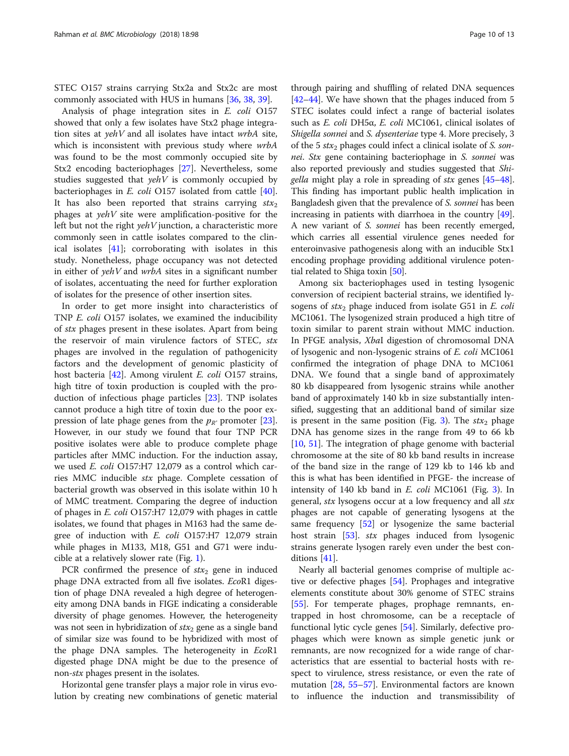STEC O157 strains carrying Stx2a and Stx2c are most commonly associated with HUS in humans [36, 38, 39].

Analysis of phage integration sites in *E. coli* O157 showed that only a few isolates have Stx2 phage integration sites at *yehV* and all isolates have intact *wrbA* site, which is inconsistent with previous study where *wrbA* was found to be the most commonly occupied site by Stx2 encoding bacteriophages [27]. Nevertheless, some studies suggested that *yehV* is commonly occupied by bacteriophages in *E. coli* O157 isolated from cattle [40]. It has also been reported that strains carrying $stx_2$ phages at *yehV* site were amplification-positive for the left but not the right *yehV* junction, a characteristic more commonly seen in cattle isolates compared to the clinical isolates [41]; corroborating with isolates in this study. Nonetheless, phage occupancy was not detected in either of *yehV* and *wrbA* sites in a significant number of isolates, accentuating the need for further exploration of isolates for the presence of other insertion sites.

In order to get more insight into characteristics of TNP *E. coli* O157 isolates, we examined the inducibility of *stx* phages present in these isolates. Apart from being the reservoir of main virulence factors of STEC, *stx* phages are involved in the regulation of pathogenicity factors and the development of genomic plasticity of host bacteria [42]. Among virulent *E. coli* O157 strains, high titre of toxin production is coupled with the production of infectious phage particles [23]. TNP isolates cannot produce a high titre of toxin due to the poor expression of late phage genes from the $p_{R'}$ promoter [23]. However, in our study we found that four TNP PCR positive isolates were able to produce complete phage particles after MMC induction. For the induction assay, we used *E. coli* O157:H7 12,079 as a control which carries MMC inducible *stx* phage. Complete cessation of bacterial growth was observed in this isolate within 10 h of MMC treatment. Comparing the degree of induction of phages in *E. coli* O157:H7 12,079 with phages in cattle isolates, we found that phages in M163 had the same degree of induction with *E. coli* O157:H7 12,079 strain while phages in M133, M18, G51 and G71 were inducible at a relatively slower rate (Fig. 1).

PCR confirmed the presence of $stx_2$ gene in induced phage DNA extracted from all five isolates. *Eco*R1 digestion of phage DNA revealed a high degree of heterogeneity among DNA bands in FIGE indicating a considerable diversity of phage genomes. However, the heterogeneity was not seen in hybridization of $stx_2$ gene as a single band of similar size was found to be hybridized with most of the phage DNA samples. The heterogeneity in *Eco*R1 digested phage DNA might be due to the presence of non-*stx* phages present in the isolates.

Horizontal gene transfer plays a major role in virus evolution by creating new combinations of genetic material through pairing and shuffling of related DNA sequences [42–44]. We have shown that the phages induced from 5 STEC isolates could infect a range of bacterial isolates such as *E. coli* DH5α, *E. coli* MC1061, clinical isolates of *Shigella sonnei* and *S. dysenteriae* type 4. More precisely, 3 of the 5 $stx_2$ phages could infect a clinical isolate of *S. sonnei*. *Stx* gene containing bacteriophage in *S. sonnei* was also reported previously and studies suggested that *Shigella* might play a role in spreading of *stx* genes [45–48]. This finding has important public health implication in Bangladesh given that the prevalence of *S. sonnei* has been increasing in patients with diarrhoea in the country [49]. A new variant of *S. sonnei* has been recently emerged, which carries all essential virulence genes needed for enteroinvasive pathogenesis along with an inducible Stx1 encoding prophage providing additional virulence potential related to Shiga toxin [50].

Among six bacteriophages used in testing lysogenic conversion of recipient bacterial strains, we identified lysogens of $stx_2$ phage induced from isolate G51 in *E. coli* MC1061. The lysogenized strain produced a high titre of toxin similar to parent strain without MMC induction. In PFGE analysis, *Xba*I digestion of chromosomal DNA of lysogenic and non-lysogenic strains of *E. coli* MC1061 confirmed the integration of phage DNA to MC1061 DNA. We found that a single band of approximately 80 kb disappeared from lysogenic strains while another band of approximately 140 kb in size substantially intensified, suggesting that an additional band of similar size is present in the same position (Fig. 3). The $stx_2$ phage DNA has genome sizes in the range from 49 to 66 kb [10, 51]. The integration of phage genome with bacterial chromosome at the site of 80 kb band results in increase of the band size in the range of 129 kb to 146 kb and this is what has been identified in PFGE- the increase of intensity of 140 kb band in *E. coli* MC1061 (Fig. 3). In general, *stx* lysogens occur at a low frequency and all *stx* phages are not capable of generating lysogens at the same frequency [52] or lysogenize the same bacterial host strain [53]. *stx* phages induced from lysogenic strains generate lysogen rarely even under the best conditions [41].

Nearly all bacterial genomes comprise of multiple active or defective phages [54]. Prophages and integrative elements constitute about 30% genome of STEC strains [55]. For temperate phages, prophage remnants, entrapped in host chromosome, can be a receptacle of functional lytic cycle genes [54]. Similarly, defective prophages which were known as simple genetic junk or remnants, are now recognized for a wide range of characteristics that are essential to bacterial hosts with respect to virulence, stress resistance, or even the rate of mutation [28, 55–57]. Environmental factors are known to influence the induction and transmissibility of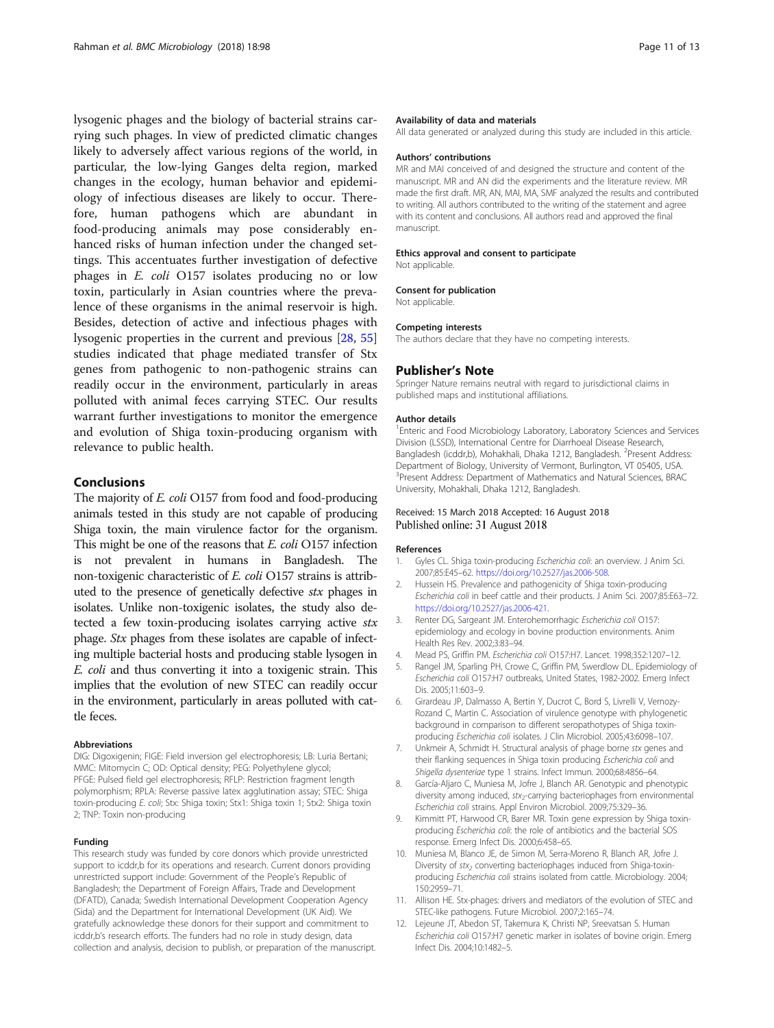lysogenic phages and the biology of bacterial strains carrying such phages. In view of predicted climatic changes likely to adversely affect various regions of the world, in particular, the low-lying Ganges delta region, marked changes in the ecology, human behavior and epidemiology of infectious diseases are likely to occur. Therefore, human pathogens which are abundant in food-producing animals may pose considerably enhanced risks of human infection under the changed settings. This accentuates further investigation of defective phages in *E. coli* O157 isolates producing no or low toxin, particularly in Asian countries where the prevalence of these organisms in the animal reservoir is high. Besides, detection of active and infectious phages with lysogenic properties in the current and previous [28, 55] studies indicated that phage mediated transfer of Stx genes from pathogenic to non-pathogenic strains can readily occur in the environment, particularly in areas polluted with animal feces carrying STEC. Our results warrant further investigations to monitor the emergence and evolution of Shiga toxin-producing organism with relevance to public health.

## Conclusions

The majority of *E. coli* O157 from food and food-producing animals tested in this study are not capable of producing Shiga toxin, the main virulence factor for the organism. This might be one of the reasons that *E. coli* O157 infection is not prevalent in humans in Bangladesh. The non-toxigenic characteristic of *E. coli* O157 strains is attributed to the presence of genetically defective *stx* phages in isolates. Unlike non-toxigenic isolates, the study also detected a few toxin-producing isolates carrying active *stx* phage. *Stx* phages from these isolates are capable of infecting multiple bacterial hosts and producing stable lysogen in *E. coli* and thus converting it into a toxigenic strain. This implies that the evolution of new STEC can readily occur in the environment, particularly in areas polluted with cattle feces.

#### Abbreviations

DIG: Digoxigenin; FIGE: Field inversion gel electrophoresis; LB: Luria Bertani; MMC: Mitomycin C; OD: Optical density; PEG: Polyethylene glycol; PFGE: Pulsed field gel electrophoresis; RFLP: Restriction fragment length polymorphism; RPLA: Reverse passive latex agglutination assay; STEC: Shiga toxin-producing *E. coli*; Stx: Shiga toxin; Stx1: Shiga toxin 1; Stx2: Shiga toxin 2; TNP: Toxin non-producing

#### Funding

This research study was funded by core donors which provide unrestricted support to icddr,b for its operations and research. Current donors providing unrestricted support include: Government of the People's Republic of Bangladesh; the Department of Foreign Affairs, Trade and Development (DFATD), Canada; Swedish International Development Cooperation Agency (Sida) and the Department for International Development (UK Aid). We gratefully acknowledge these donors for their support and commitment to icddr,b's research efforts. The funders had no role in study design, data collection and analysis, decision to publish, or preparation of the manuscript.

#### Availability of data and materials

All data generated or analyzed during this study are included in this article.

#### Authors' contributions

MR and MAI conceived of and designed the structure and content of the manuscript. MR and AN did the experiments and the literature review. MR made the first draft. MR, AN, MAI, MA, SMF analyzed the results and contributed to writing. All authors contributed to the writing of the statement and agree with its content and conclusions. All authors read and approved the final manuscript.

#### Ethics approval and consent to participate

Not applicable.

#### Consent for publication

Not applicable.

#### Competing interests

The authors declare that they have no competing interests.

## Publisher's Note

Springer Nature remains neutral with regard to jurisdictional claims in published maps and institutional affiliations.

#### Author details

[1]Enteric and Food Microbiology Laboratory, Laboratory Sciences and Services Division (LSSD), International Centre for Diarrhoeal Disease Research, Bangladesh (icddr,b), Mohakhali, Dhaka 1212, Bangladesh. [2]Present Address: Department of Biology, University of Vermont, Burlington, VT 05405, USA. [3]Present Address: Department of Mathematics and Natural Sciences, BRAC University, Mohakhali, Dhaka 1212, Bangladesh.

Received: 15 March 2018 Accepted: 16 August 2018
Published online: 31 August 2018

#### References

1. Gyles CL. Shiga toxin-producing *Escherichia coli*: an overview. J Anim Sci. 2007;85:E45–62. https://doi.org/10.2527/jas.2006-508.
2. Hussein HS. Prevalence and pathogenicity of Shiga toxin-producing *Escherichia coli* in beef cattle and their products. J Anim Sci. 2007;85:E63–72. https://doi.org/10.2527/jas.2006-421.
3. Renter DG, Sargeant JM. Enterohemorrhagic *Escherichia coli* O157: epidemiology and ecology in bovine production environments. Anim Health Res Rev. 2002;3:83–94.
4. Mead PS, Griffin PM. *Escherichia coli* O157:H7. Lancet. 1998;352:1207–12.
5. Rangel JM, Sparling PH, Crowe C, Griffin PM, Swerdlow DL. Epidemiology of *Escherichia coli* O157:H7 outbreaks, United States, 1982-2002. Emerg Infect Dis. 2005;11:603–9.
6. Girardeau JP, Dalmasso A, Bertin Y, Ducrot C, Bord S, Livrelli V, Vernozy-Rozand C, Martin C. Association of virulence genotype with phylogenetic background in comparison to different seropathotypes of Shiga toxin-producing *Escherichia coli* isolates. J Clin Microbiol. 2005;43:6098–107.
7. Unkmeir A, Schmidt H. Structural analysis of phage borne *stx* genes and their flanking sequences in Shiga toxin producing *Escherichia coli* and *Shigella dysenteriae* type 1 strains. Infect Immun. 2000;68:4856–64.
8. García-Aljaro C, Muniesa M, Jofre J, Blanch AR. Genotypic and phenotypic diversity among induced, $stx_2$-carrying bacteriophages from environmental *Escherichia coli* strains. Appl Environ Microbiol. 2009;75:329–36.
9. Kimmitt PT, Harwood CR, Barer MR. Toxin gene expression by Shiga toxin-producing *Escherichia coli*: the role of antibiotics and the bacterial SOS response. Emerg Infect Dis. 2000;6:458–65.
10. Muniesa M, Blanco JE, de Simon M, Serra-Moreno R, Blanch AR, Jofre J. Diversity of $stx_2$ converting bacteriophages induced from Shiga-toxin-producing *Escherichia coli* strains isolated from cattle. Microbiology. 2004;150:2959–71.
11. Allison HE. Stx-phages: drivers and mediators of the evolution of STEC and STEC-like pathogens. Future Microbiol. 2007;2:165–74.
12. Lejeune JT, Abedon ST, Takemura K, Christi NP, Sreevatsan S. Human *Escherichia coli* O157:H7 genetic marker in isolates of bovine origin. Emerg Infect Dis. 2004;10:1482–5.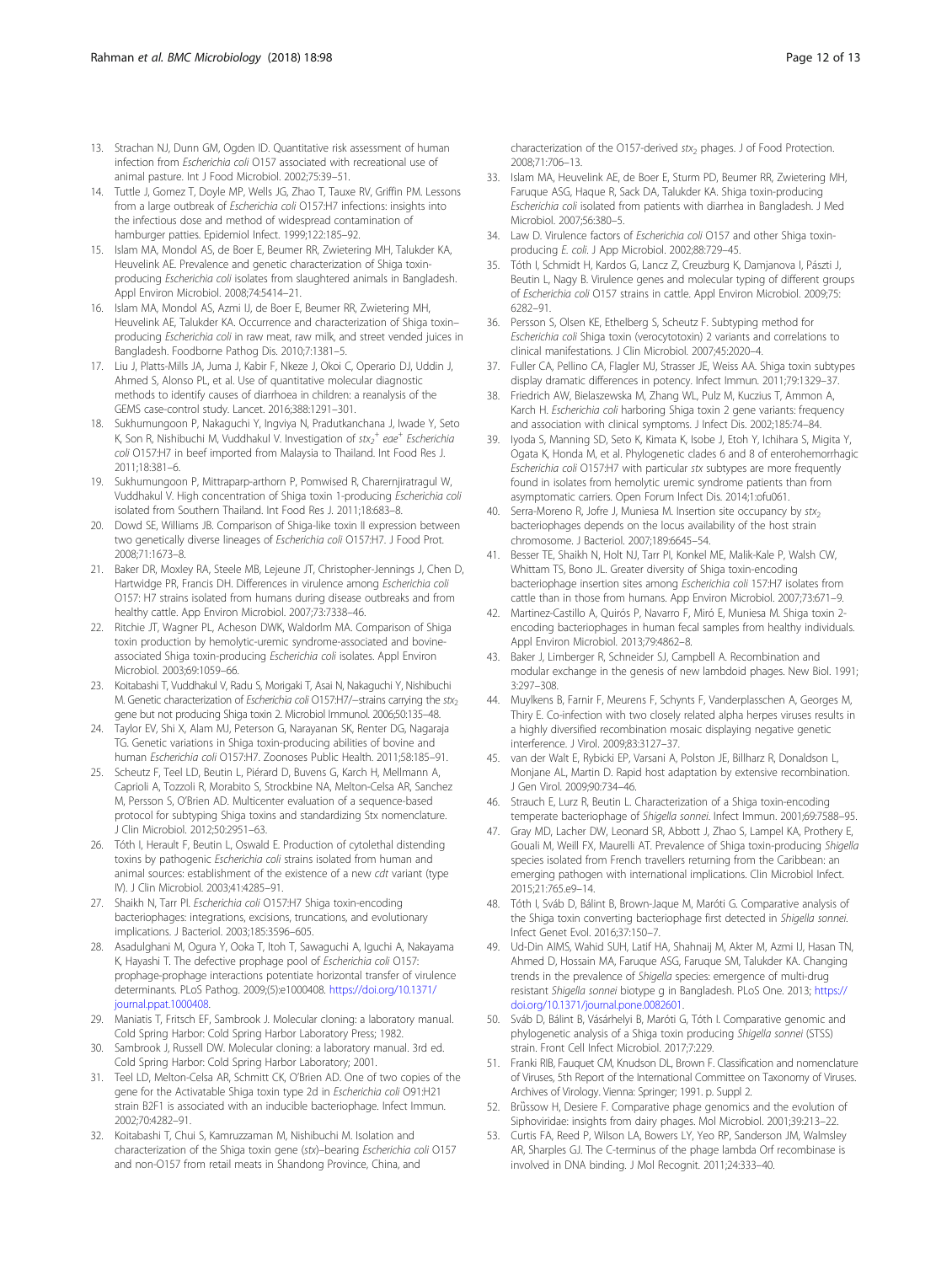13. Strachan NJ, Dunn GM, Ogden ID. Quantitative risk assessment of human infection from *Escherichia coli* O157 associated with recreational use of animal pasture. Int J Food Microbiol. 2002;75:39–51.
14. Tuttle J, Gomez T, Doyle MP, Wells JG, Zhao T, Tauxe RV, Griffin PM. Lessons from a large outbreak of *Escherichia coli* O157:H7 infections: insights into the infectious dose and method of widespread contamination of hamburger patties. Epidemiol Infect. 1999;122:185–92.
15. Islam MA, Mondol AS, de Boer E, Beumer RR, Zwietering MH, Talukder KA, Heuvelink AE. Prevalence and genetic characterization of Shiga toxin-producing *Escherichia coli* isolates from slaughtered animals in Bangladesh. Appl Environ Microbiol. 2008;74:5414–21.
16. Islam MA, Mondol AS, Azmi IJ, de Boer E, Beumer RR, Zwietering MH, Heuvelink AE, Talukder KA. Occurrence and characterization of Shiga toxin–producing *Escherichia coli* in raw meat, raw milk, and street vended juices in Bangladesh. Foodborne Pathog Dis. 2010;7:1381–5.
17. Liu J, Platts-Mills JA, Juma J, Kabir F, Nkeze J, Okoi C, Operario DJ, Uddin J, Ahmed S, Alonso PL, et al. Use of quantitative molecular diagnostic methods to identify causes of diarrhoea in children: a reanalysis of the GEMS case-control study. Lancet. 2016;388:1291–301.
18. Sukhumungoon P, Nakaguchi Y, Ingviya N, Pradutkanchana J, Iwade Y, Seto K, Son R, Nishibuchi M, Vuddhakul V. Investigation of *stx*$_2$$^+$ *eae*$^+$ *Escherichia coli* O157:H7 in beef imported from Malaysia to Thailand. Int Food Res J. 2011;18:381–6.
19. Sukhumungoon P, Mittraparp-arthorn P, Pomwised R, Charernjiratragul W, Vuddhakul V. High concentration of Shiga toxin 1-producing *Escherichia coli* isolated from Southern Thailand. Int Food Res J. 2011;18:683–8.
20. Dowd SE, Williams JB. Comparison of Shiga-like toxin II expression between two genetically diverse lineages of *Escherichia coli* O157:H7. J Food Prot. 2008;71:1673–8.
21. Baker DR, Moxley RA, Steele MB, Lejeune JT, Christopher-Jennings J, Chen D, Hartwidge PR, Francis DH. Differences in virulence among *Escherichia coli* O157: H7 strains isolated from humans during disease outbreaks and from healthy cattle. App Environ Microbiol. 2007;73:7338–46.
22. Ritchie JT, Wagner PL, Acheson DWK, Waldorlm MA. Comparison of Shiga toxin production by hemolytic-uremic syndrome-associated and bovine-associated Shiga toxin-producing *Escherichia coli* isolates. Appl Environ Microbiol. 2003;69:1059–66.
23. Koitabashi T, Vuddhakul V, Radu S, Morigaki T, Asai N, Nakaguchi Y, Nishibuchi M. Genetic characterization of *Escherichia coli* O157:H7/−strains carrying the *stx*$_2$ gene but not producing Shiga toxin 2. Microbiol Immunol. 2006;50:135–48.
24. Taylor EV, Shi X, Alam MJ, Peterson G, Narayanan SK, Renter DG, Nagaraja TG. Genetic variations in Shiga toxin-producing abilities of bovine and human *Escherichia coli* O157:H7. Zoonoses Public Health. 2011;58:185–91.
25. Scheutz F, Teel LD, Beutin L, Piérard D, Buvens G, Karch H, Mellmann A, Caprioli A, Tozzoli R, Morabito S, Strockbine NA, Melton-Celsa AR, Sanchez M, Persson S, O'Brien AD. Multicenter evaluation of a sequence-based protocol for subtyping Shiga toxins and standardizing Stx nomenclature. J Clin Microbiol. 2012;50:2951–63.
26. Tóth I, Herault F, Beutin L, Oswald E. Production of cytolethal distending toxins by pathogenic *Escherichia coli* strains isolated from human and animal sources: establishment of the existence of a new *cdt* variant (type IV). J Clin Microbiol. 2003;41:4285–91.
27. Shaikh N, Tarr PI. *Escherichia coli* O157:H7 Shiga toxin-encoding bacteriophages: integrations, excisions, truncations, and evolutionary implications. J Bacteriol. 2003;185:3596–605.
28. Asadulghani M, Ogura Y, Ooka T, Itoh T, Sawaguchi A, Iguchi A, Nakayama K, Hayashi T. The defective prophage pool of *Escherichia coli* O157: prophage-prophage interactions potentiate horizontal transfer of virulence determinants. PLoS Pathog. 2009;(5):e1000408. https://doi.org/10.1371/journal.ppat.1000408.
29. Maniatis T, Fritsch EF, Sambrook J. Molecular cloning: a laboratory manual. Cold Spring Harbor: Cold Spring Harbor Laboratory Press; 1982.
30. Sambrook J, Russell DW. Molecular cloning: a laboratory manual. 3rd ed. Cold Spring Harbor: Cold Spring Harbor Laboratory; 2001.
31. Teel LD, Melton-Celsa AR, Schmitt CK, O'Brien AD. One of two copies of the gene for the Activatable Shiga toxin type 2d in *Escherichia coli* O91:H21 strain B2F1 is associated with an inducible bacteriophage. Infect Immun. 2002;70:4282–91.
32. Koitabashi T, Chui S, Kamruzzaman M, Nishibuchi M. Isolation and characterization of the Shiga toxin gene (*stx*)–bearing *Escherichia coli* O157 and non-O157 from retail meats in Shandong Province, China, and characterization of the O157-derived *stx*$_2$ phages. J of Food Protection. 2008;71:706–13.
33. Islam MA, Heuvelink AE, de Boer E, Sturm PD, Beumer RR, Zwietering MH, Faruque ASG, Haque R, Sack DA, Talukder KA. Shiga toxin-producing *Escherichia coli* isolated from patients with diarrhea in Bangladesh. J Med Microbiol. 2007;56:380–5.
34. Law D. Virulence factors of *Escherichia coli* O157 and other Shiga toxin-producing *E. coli*. J App Microbiol. 2002;88:729–45.
35. Tóth I, Schmidt H, Kardos G, Lancz Z, Creuzburg K, Damjanova I, Pászti J, Beutin L, Nagy B. Virulence genes and molecular typing of different groups of *Escherichia coli* O157 strains in cattle. Appl Environ Microbiol. 2009;75:6282–91.
36. Persson S, Olsen KE, Ethelberg S, Scheutz F. Subtyping method for *Escherichia coli* Shiga toxin (verocytotoxin) 2 variants and correlations to clinical manifestations. J Clin Microbiol. 2007;45:2020–4.
37. Fuller CA, Pellino CA, Flagler MJ, Strasser JE, Weiss AA. Shiga toxin subtypes display dramatic differences in potency. Infect Immun. 2011;79:1329–37.
38. Friedrich AW, Bielaszewska M, Zhang WL, Pulz M, Kuczius T, Ammon A, Karch H. *Escherichia coli* harboring Shiga toxin 2 gene variants: frequency and association with clinical symptoms. J Infect Dis. 2002;185:74–84.
39. Iyoda S, Manning SD, Seto K, Kimata K, Isobe J, Etoh Y, Ichihara S, Migita Y, Ogata K, Honda M, et al. Phylogenetic clades 6 and 8 of enterohemorrhagic *Escherichia coli* O157:H7 with particular *stx* subtypes are more frequently found in isolates from hemolytic uremic syndrome patients than from asymptomatic carriers. Open Forum Infect Dis. 2014;1:ofu061.
40. Serra-Moreno R, Jofre J, Muniesa M. Insertion site occupancy by *stx*$_2$ bacteriophages depends on the locus availability of the host strain chromosome. J Bacteriol. 2007;189:6645–54.
41. Besser TE, Shaikh N, Holt NJ, Tarr PI, Konkel ME, Malik-Kale P, Walsh CW, Whittam TS, Bono JL. Greater diversity of Shiga toxin-encoding bacteriophage insertion sites among *Escherichia coli* 157:H7 isolates from cattle than in those from humans. App Environ Microbiol. 2007;73:671–9.
42. Martinez-Castillo A, Quirós P, Navarro F, Miró E, Muniesa M. Shiga toxin 2-encoding bacteriophages in human fecal samples from healthy individuals. Appl Environ Microbiol. 2013;79:4862–8.
43. Baker J, Limberger R, Schneider SJ, Campbell A. Recombination and modular exchange in the genesis of new lambdoid phages. New Biol. 1991;3:297–308.
44. Muylkens B, Farnir F, Meurens F, Schynts F, Vanderplasschen A, Georges M, Thiry E. Co-infection with two closely related alpha herpes viruses results in a highly diversified recombination mosaic displaying negative genetic interference. J Virol. 2009;83:3127–37.
45. van der Walt E, Rybicki EP, Varsani A, Polston JE, Billharz R, Donaldson L, Monjane AL, Martin D. Rapid host adaptation by extensive recombination. J Gen Virol. 2009;90:734–46.
46. Strauch E, Lurz R, Beutin L. Characterization of a Shiga toxin-encoding temperate bacteriophage of *Shigella sonnei*. Infect Immun. 2001;69:7588–95.
47. Gray MD, Lacher DW, Leonard SR, Abbott J, Zhao S, Lampel KA, Prothery E, Gouali M, Weill FX, Maurelli AT. Prevalence of Shiga toxin-producing *Shigella* species isolated from French travellers returning from the Caribbean: an emerging pathogen with international implications. Clin Microbiol Infect. 2015;21:765.e9–14.
48. Tóth I, Sváb D, Bálint B, Brown-Jaque M, Maróti G. Comparative analysis of the Shiga toxin converting bacteriophage first detected in *Shigella sonnei*. Infect Genet Evol. 2016;37:150–7.
49. Ud-Din AIMS, Wahid SUH, Latif HA, Shahnaij M, Akter M, Azmi IJ, Hasan TN, Ahmed D, Hossain MA, Faruque ASG, Faruque SM, Talukder KA. Changing trends in the prevalence of *Shigella* species: emergence of multi-drug resistant *Shigella sonnei* biotype g in Bangladesh. PLoS One. 2013; https://doi.org/10.1371/journal.pone.0082601.
50. Sváb D, Bálint B, Vásárhelyi B, Maróti G, Tóth I. Comparative genomic and phylogenetic analysis of a Shiga toxin producing *Shigella sonnei* (STSS) strain. Front Cell Infect Microbiol. 2017;7:229.
51. Franki RIB, Fauquet CM, Knudson DL, Brown F. Classification and nomenclature of Viruses, 5th Report of the International Committee on Taxonomy of Viruses. Archives of Virology. Vienna: Springer; 1991. p. Suppl 2.
52. Brűssow H, Desiere F. Comparative phage genomics and the evolution of Siphoviridae: insights from dairy phages. Mol Microbiol. 2001;39:213–22.
53. Curtis FA, Reed P, Wilson LA, Bowers LY, Yeo RP, Sanderson JM, Walmsley AR, Sharples GJ. The C-terminus of the phage lambda Orf recombinase is involved in DNA binding. J Mol Recognit. 2011;24:333–40.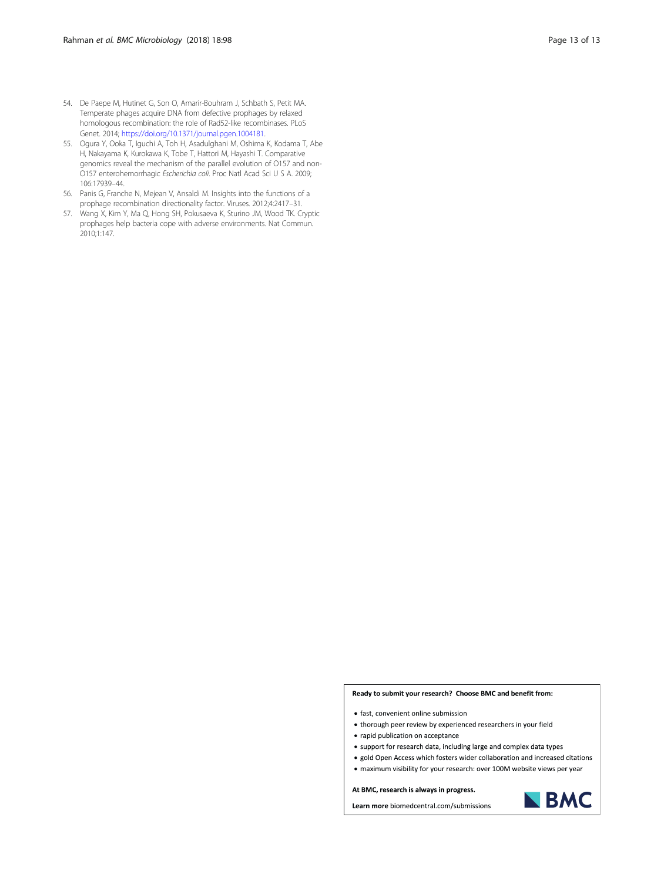54. De Paepe M, Hutinet G, Son O, Amarir-Bouhram J, Schbath S, Petit MA. Temperate phages acquire DNA from defective prophages by relaxed homologous recombination: the role of Rad52-like recombinases. PLoS Genet. 2014; https://doi.org/10.1371/journal.pgen.1004181.
55. Ogura Y, Ooka T, Iguchi A, Toh H, Asadulghani M, Oshima K, Kodama T, Abe H, Nakayama K, Kurokawa K, Tobe T, Hattori M, Hayashi T. Comparative genomics reveal the mechanism of the parallel evolution of O157 and non-O157 enterohemorrhagic *Escherichia coli*. Proc Natl Acad Sci U S A. 2009; 106:17939–44.
56. Panis G, Franche N, Mejean V, Ansaldi M. Insights into the functions of a prophage recombination directionality factor. Viruses. 2012;4:2417–31.
57. Wang X, Kim Y, Ma Q, Hong SH, Pokusaeva K, Sturino JM, Wood TK. Cryptic prophages help bacteria cope with adverse environments. Nat Commun. 2010;1:147.

**Ready to submit your research? Choose BMC and benefit from:**

- fast, convenient online submission
- thorough peer review by experienced researchers in your field
- rapid publication on acceptance
- support for research data, including large and complex data types
- gold Open Access which fosters wider collaboration and increased citations
- maximum visibility for your research: over 100M website views per year

**At BMC, research is always in progress.**

**Learn more** biomedcentral.com/submissions

BMC